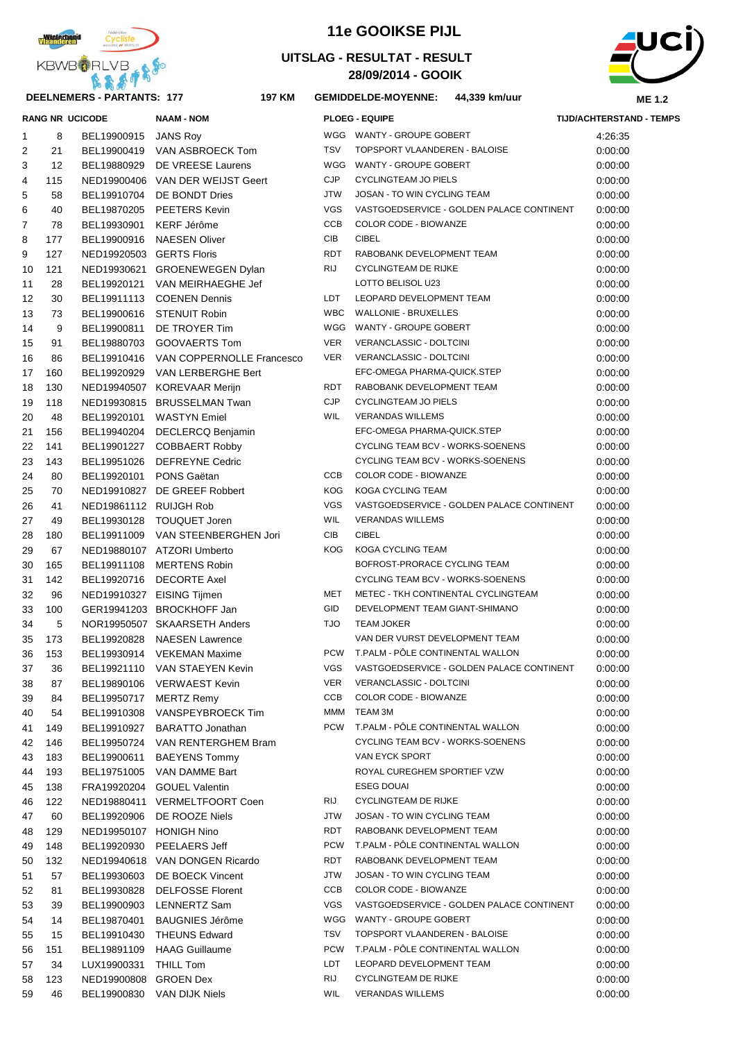# 11e GOOIKSE PIJL

## UITSLAG - RESULTAT - RESULT

## 28/09/2014 - GOOIK

**DEELNEMERS - PARTANTS: 177** | **197 KM** | **GEMIDDELDE-MOYENNE: 44,339 km/uur** | **ME 1.2**

| RANG | NR | UCICODE | NAAM - NOM | PLOEG - EQUIPE | | TIJD/ACHTERSTAND - TEMPS |
|---|---|---|---|---|---|---|
| 1 | 8 | BEL19900915 | JANS Roy | WGG | WANTY - GROUPE GOBERT | 4:26:35 |
| 2 | 21 | BEL19900419 | VAN ASBROECK Tom | TSV | TOPSPORT VLAANDEREN - BALOISE | 0:00:00 |
| 3 | 12 | BEL19880929 | DE VREESE Laurens | WGG | WANTY - GROUPE GOBERT | 0:00:00 |
| 4 | 115 | NED19900406 | VAN DER WEIJST Geert | CJP | CYCLINGTEAM JO PIELS | 0:00:00 |
| 5 | 58 | BEL19910704 | DE BONDT Dries | JTW | JOSAN - TO WIN CYCLING TEAM | 0:00:00 |
| 6 | 40 | BEL19870205 | PEETERS Kevin | VGS | VASTGOEDSERVICE - GOLDEN PALACE CONTINENT | 0:00:00 |
| 7 | 78 | BEL19930901 | KERF Jérôme | CCB | COLOR CODE - BIOWANZE | 0:00:00 |
| 8 | 177 | BEL19900916 | NAESEN Oliver | CIB | CIBEL | 0:00:00 |
| 9 | 127 | NED19920503 | GERTS Floris | RDT | RABOBANK DEVELOPMENT TEAM | 0:00:00 |
| 10 | 121 | NED19930621 | GROENEWEGEN Dylan | RIJ | CYCLINGTEAM DE RIJKE | 0:00:00 |
| 11 | 28 | BEL19920121 | VAN MEIRHAEGHE Jef | | LOTTO BELISOL U23 | 0:00:00 |
| 12 | 30 | BEL19911113 | COENEN Dennis | LDT | LEOPARD DEVELOPMENT TEAM | 0:00:00 |
| 13 | 73 | BEL19900616 | STENUIT Robin | WBC | WALLONIE - BRUXELLES | 0:00:00 |
| 14 | 9 | BEL19900811 | DE TROYER Tim | WGG | WANTY - GROUPE GOBERT | 0:00:00 |
| 15 | 91 | BEL19880703 | GOOVAERTS Tom | VER | VERANCLASSIC - DOLTCINI | 0:00:00 |
| 16 | 86 | BEL19910416 | VAN COPPERNOLLE Francesco | VER | VERANCLASSIC - DOLTCINI | 0:00:00 |
| 17 | 160 | BEL19920929 | VAN LERBERGHE Bert | | EFC-OMEGA PHARMA-QUICK.STEP | 0:00:00 |
| 18 | 130 | NED19940507 | KOREVAAR Merijn | RDT | RABOBANK DEVELOPMENT TEAM | 0:00:00 |
| 19 | 118 | NED19930815 | BRUSSELMAN Twan | CJP | CYCLINGTEAM JO PIELS | 0:00:00 |
| 20 | 48 | BEL19920101 | WASTYN Emiel | WIL | VERANDAS WILLEMS | 0:00:00 |
| 21 | 156 | BEL19940204 | DECLERCQ Benjamin | | EFC-OMEGA PHARMA-QUICK.STEP | 0:00:00 |
| 22 | 141 | BEL19901227 | COBBAERT Robby | | CYCLING TEAM BCV - WORKS-SOENENS | 0:00:00 |
| 23 | 143 | BEL19951026 | DEFREYNE Cedric | | CYCLING TEAM BCV - WORKS-SOENENS | 0:00:00 |
| 24 | 80 | BEL19920101 | PONS Gaëtan | CCB | COLOR CODE - BIOWANZE | 0:00:00 |
| 25 | 70 | NED19910827 | DE GREEF Robbert | KOG | KOGA CYCLING TEAM | 0:00:00 |
| 26 | 41 | NED19861112 | RUIJGH Rob | VGS | VASTGOEDSERVICE - GOLDEN PALACE CONTINENT | 0:00:00 |
| 27 | 49 | BEL19930128 | TOUQUET Joren | WIL | VERANDAS WILLEMS | 0:00:00 |
| 28 | 180 | BEL19911009 | VAN STEENBERGHEN Jori | CIB | CIBEL | 0:00:00 |
| 29 | 67 | NED19880107 | ATZORI Umberto | KOG | KOGA CYCLING TEAM | 0:00:00 |
| 30 | 165 | BEL19911108 | MERTENS Robin | | BOFROST-PRORACE CYCLING TEAM | 0:00:00 |
| 31 | 142 | BEL19920716 | DECORTE Axel | | CYCLING TEAM BCV - WORKS-SOENENS | 0:00:00 |
| 32 | 96 | NED19910327 | EISING Tijmen | MET | METEC - TKH CONTINENTAL CYCLINGTEAM | 0:00:00 |
| 33 | 100 | GER19941203 | BROCKHOFF Jan | GID | DEVELOPMENT TEAM GIANT-SHIMANO | 0:00:00 |
| 34 | 5 | NOR19950507 | SKAARSETH Anders | TJO | TEAM JOKER | 0:00:00 |
| 35 | 173 | BEL19920828 | NAESEN Lawrence | | VAN DER VURST DEVELOPMENT TEAM | 0:00:00 |
| 36 | 153 | BEL19930914 | VEKEMAN Maxime | PCW | T.PALM - PÔLE CONTINENTAL WALLON | 0:00:00 |
| 37 | 36 | BEL19921110 | VAN STAEYEN Kevin | VGS | VASTGOEDSERVICE - GOLDEN PALACE CONTINENT | 0:00:00 |
| 38 | 87 | BEL19890106 | VERWAEST Kevin | VER | VERANCLASSIC - DOLTCINI | 0:00:00 |
| 39 | 84 | BEL19950717 | MERTZ Remy | CCB | COLOR CODE - BIOWANZE | 0:00:00 |
| 40 | 54 | BEL19910308 | VANSPEYBROECK Tim | MMM | TEAM 3M | 0:00:00 |
| 41 | 149 | BEL19910927 | BARATTO Jonathan | PCW | T.PALM - PÔLE CONTINENTAL WALLON | 0:00:00 |
| 42 | 146 | BEL19950724 | VAN RENTERGHEM Bram | | CYCLING TEAM BCV - WORKS-SOENENS | 0:00:00 |
| 43 | 183 | BEL19900611 | BAEYENS Tommy | | VAN EYCK SPORT | 0:00:00 |
| 44 | 193 | BEL19751005 | VAN DAMME Bart | | ROYAL CUREGHEM SPORTIEF VZW | 0:00:00 |
| 45 | 138 | FRA19920204 | GOUEL Valentin | | ESEG DOUAI | 0:00:00 |
| 46 | 122 | NED19880411 | VERMELTFOORT Coen | RIJ | CYCLINGTEAM DE RIJKE | 0:00:00 |
| 47 | 60 | BEL19920906 | DE ROOZE Niels | JTW | JOSAN - TO WIN CYCLING TEAM | 0:00:00 |
| 48 | 129 | NED19950107 | HONIGH Nino | RDT | RABOBANK DEVELOPMENT TEAM | 0:00:00 |
| 49 | 148 | BEL19920930 | PEELAERS Jeff | PCW | T.PALM - PÔLE CONTINENTAL WALLON | 0:00:00 |
| 50 | 132 | NED19940618 | VAN DONGEN Ricardo | RDT | RABOBANK DEVELOPMENT TEAM | 0:00:00 |
| 51 | 57 | BEL19930603 | DE BOECK Vincent | JTW | JOSAN - TO WIN CYCLING TEAM | 0:00:00 |
| 52 | 81 | BEL19930828 | DELFOSSE Florent | CCB | COLOR CODE - BIOWANZE | 0:00:00 |
| 53 | 39 | BEL19900903 | LENNERTZ Sam | VGS | VASTGOEDSERVICE - GOLDEN PALACE CONTINENT | 0:00:00 |
| 54 | 14 | BEL19870401 | BAUGNIES Jérôme | WGG | WANTY - GROUPE GOBERT | 0:00:00 |
| 55 | 15 | BEL19910430 | THEUNS Edward | TSV | TOPSPORT VLAANDEREN - BALOISE | 0:00:00 |
| 56 | 151 | BEL19891109 | HAAG Guillaume | PCW | T.PALM - PÔLE CONTINENTAL WALLON | 0:00:00 |
| 57 | 34 | LUX19900331 | THILL Tom | LDT | LEOPARD DEVELOPMENT TEAM | 0:00:00 |
| 58 | 123 | NED19900808 | GROEN Dex | RIJ | CYCLINGTEAM DE RIJKE | 0:00:00 |
| 59 | 46 | BEL19900830 | VAN DIJK Niels | WIL | VERANDAS WILLEMS | 0:00:00 |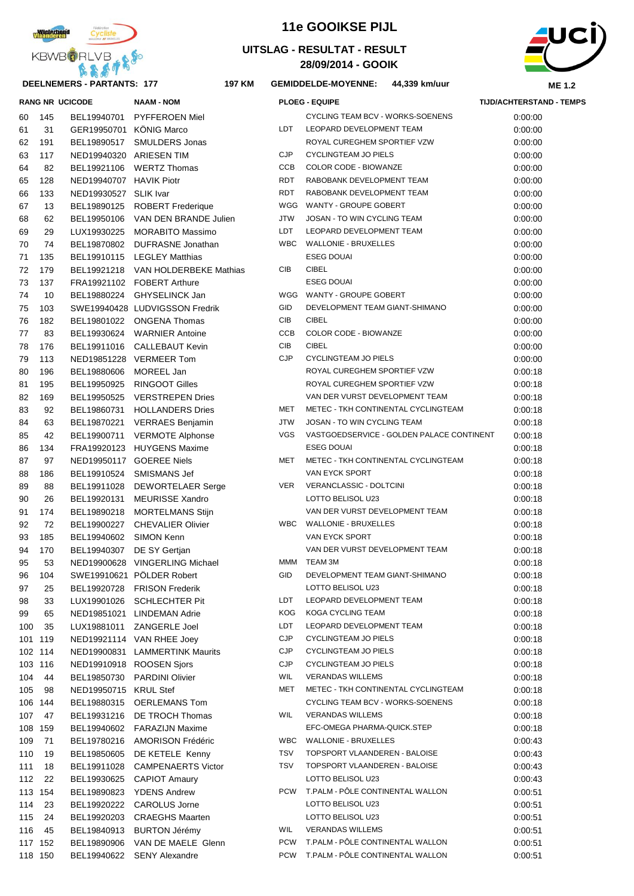# 11e GOOIKSE PIJL

## UITSLAG - RESULTAT - RESULT

## 28/09/2014 - GOOIK

**DEELNEMERS - PARTANTS: 177** **197 KM** **GEMIDDELDE-MOYENNE: 44,339 km/uur** **ME 1.2**

| RANG | NR | UCICODE | NAAM - NOM | PLOEG - EQUIPE | | TIJD/ACHTERSTAND - TEMPS |
|---|---|---|---|---|---|---|
| 60 | 145 | BEL19940701 | PYFFEROEN Miel | | CYCLING TEAM BCV - WORKS-SOENENS | 0:00:00 |
| 61 | 31 | GER19950701 | KÖNIG Marco | LDT | LEOPARD DEVELOPMENT TEAM | 0:00:00 |
| 62 | 191 | BEL19890517 | SMULDERS Jonas | | ROYAL CUREGHEM SPORTIEF VZW | 0:00:00 |
| 63 | 117 | NED19940320 | ARIESEN TIM | CJP | CYCLINGTEAM JO PIELS | 0:00:00 |
| 64 | 82 | BEL19921106 | WERTZ Thomas | CCB | COLOR CODE - BIOWANZE | 0:00:00 |
| 65 | 128 | NED19940707 | HAVIK Piotr | RDT | RABOBANK DEVELOPMENT TEAM | 0:00:00 |
| 66 | 133 | NED19930527 | SLIK Ivar | RDT | RABOBANK DEVELOPMENT TEAM | 0:00:00 |
| 67 | 13 | BEL19890125 | ROBERT Frederique | WGG | WANTY - GROUPE GOBERT | 0:00:00 |
| 68 | 62 | BEL19950106 | VAN DEN BRANDE Julien | JTW | JOSAN - TO WIN CYCLING TEAM | 0:00:00 |
| 69 | 29 | LUX19930225 | MORABITO Massimo | LDT | LEOPARD DEVELOPMENT TEAM | 0:00:00 |
| 70 | 74 | BEL19870802 | DUFRASNE Jonathan | WBC | WALLONIE - BRUXELLES | 0:00:00 |
| 71 | 135 | BEL19910115 | LEGLEY Matthias | | ESEG DOUAI | 0:00:00 |
| 72 | 179 | BEL19921218 | VAN HOLDERBEKE Mathias | CIB | CIBEL | 0:00:00 |
| 73 | 137 | FRA19921102 | FOBERT Arthure | | ESEG DOUAI | 0:00:00 |
| 74 | 10 | BEL19880224 | GHYSELINCK Jan | WGG | WANTY - GROUPE GOBERT | 0:00:00 |
| 75 | 103 | SWE19940428 | LUDVIGSSON Fredrik | GID | DEVELOPMENT TEAM GIANT-SHIMANO | 0:00:00 |
| 76 | 182 | BEL19801022 | ONGENA Thomas | CIB | CIBEL | 0:00:00 |
| 77 | 83 | BEL19930624 | WARNIER Antoine | CCB | COLOR CODE - BIOWANZE | 0:00:00 |
| 78 | 176 | BEL19911016 | CALLEBAUT Kevin | CIB | CIBEL | 0:00:00 |
| 79 | 113 | NED19851228 | VERMEER Tom | CJP | CYCLINGTEAM JO PIELS | 0:00:00 |
| 80 | 196 | BEL19880606 | MOREEL Jan | | ROYAL CUREGHEM SPORTIEF VZW | 0:00:18 |
| 81 | 195 | BEL19950925 | RINGOOT Gilles | | ROYAL CUREGHEM SPORTIEF VZW | 0:00:18 |
| 82 | 169 | BEL19950525 | VERSTREPEN Dries | | VAN DER VURST DEVELOPMENT TEAM | 0:00:18 |
| 83 | 92 | BEL19860731 | HOLLANDERS Dries | MET | METEC - TKH CONTINENTAL CYCLINGTEAM | 0:00:18 |
| 84 | 63 | BEL19870221 | VERRAES Benjamin | JTW | JOSAN - TO WIN CYCLING TEAM | 0:00:18 |
| 85 | 42 | BEL19900711 | VERMOTE Alphonse | VGS | VASTGOEDSERVICE - GOLDEN PALACE CONTINENT | 0:00:18 |
| 86 | 134 | FRA19920123 | HUYGENS Maxime | | ESEG DOUAI | 0:00:18 |
| 87 | 97 | NED19950117 | GOEREE Niels | MET | METEC - TKH CONTINENTAL CYCLINGTEAM | 0:00:18 |
| 88 | 186 | BEL19910524 | SMISMANS Jef | | VAN EYCK SPORT | 0:00:18 |
| 89 | 88 | BEL19911028 | DEWORTELAER Serge | VER | VERANCLASSIC - DOLTCINI | 0:00:18 |
| 90 | 26 | BEL19920131 | MEURISSE Xandro | | LOTTO BELISOL U23 | 0:00:18 |
| 91 | 174 | BEL19890218 | MORTELMANS Stijn | | VAN DER VURST DEVELOPMENT TEAM | 0:00:18 |
| 92 | 72 | BEL19900227 | CHEVALIER Olivier | WBC | WALLONIE - BRUXELLES | 0:00:18 |
| 93 | 185 | BEL19940602 | SIMON Kenn | | VAN EYCK SPORT | 0:00:18 |
| 94 | 170 | BEL19940307 | DE SY Gertjan | | VAN DER VURST DEVELOPMENT TEAM | 0:00:18 |
| 95 | 53 | NED19900628 | VINGERLING Michael | MMM | TEAM 3M | 0:00:18 |
| 96 | 104 | SWE19910621 | PÖLDER Robert | GID | DEVELOPMENT TEAM GIANT-SHIMANO | 0:00:18 |
| 97 | 25 | BEL19920728 | FRISON Frederik | | LOTTO BELISOL U23 | 0:00:18 |
| 98 | 33 | LUX19901026 | SCHLECHTER Pit | LDT | LEOPARD DEVELOPMENT TEAM | 0:00:18 |
| 99 | 65 | NED19851021 | LINDEMAN Adrie | KOG | KOGA CYCLING TEAM | 0:00:18 |
| 100 | 35 | LUX19881011 | ZANGERLE Joel | LDT | LEOPARD DEVELOPMENT TEAM | 0:00:18 |
| 101 | 119 | NED19921114 | VAN RHEE Joey | CJP | CYCLINGTEAM JO PIELS | 0:00:18 |
| 102 | 114 | NED19900831 | LAMMERTINK Maurits | CJP | CYCLINGTEAM JO PIELS | 0:00:18 |
| 103 | 116 | NED19910918 | ROOSEN Sjors | CJP | CYCLINGTEAM JO PIELS | 0:00:18 |
| 104 | 44 | BEL19850730 | PARDINI Olivier | WIL | VERANDAS WILLEMS | 0:00:18 |
| 105 | 98 | NED19950715 | KRUL Stef | MET | METEC - TKH CONTINENTAL CYCLINGTEAM | 0:00:18 |
| 106 | 144 | BEL19880315 | OERLEMANS Tom | | CYCLING TEAM BCV - WORKS-SOENENS | 0:00:18 |
| 107 | 47 | BEL19931216 | DE TROCH Thomas | WIL | VERANDAS WILLEMS | 0:00:18 |
| 108 | 159 | BEL19940602 | FARAZIJN Maxime | | EFC-OMEGA PHARMA-QUICK.STEP | 0:00:18 |
| 109 | 71 | BEL19780216 | AMORISON Frédéric | WBC | WALLONIE - BRUXELLES | 0:00:43 |
| 110 | 19 | BEL19850605 | DE KETELE Kenny | TSV | TOPSPORT VLAANDEREN - BALOISE | 0:00:43 |
| 111 | 18 | BEL19911028 | CAMPENAERTS Victor | TSV | TOPSPORT VLAANDEREN - BALOISE | 0:00:43 |
| 112 | 22 | BEL19930625 | CAPIOT Amaury | | LOTTO BELISOL U23 | 0:00:43 |
| 113 | 154 | BEL19890823 | YDENS Andrew | PCW | T.PALM - PÔLE CONTINENTAL WALLON | 0:00:51 |
| 114 | 23 | BEL19920222 | CAROLUS Jorne | | LOTTO BELISOL U23 | 0:00:51 |
| 115 | 24 | BEL19920203 | CRAEGHS Maarten | | LOTTO BELISOL U23 | 0:00:51 |
| 116 | 45 | BEL19840913 | BURTON Jérémy | WIL | VERANDAS WILLEMS | 0:00:51 |
| 117 | 152 | BEL19890906 | VAN DE MAELE Glenn | PCW | T.PALM - PÔLE CONTINENTAL WALLON | 0:00:51 |
| 118 | 150 | BEL19940622 | SENY Alexandre | PCW | T.PALM - PÔLE CONTINENTAL WALLON | 0:00:51 |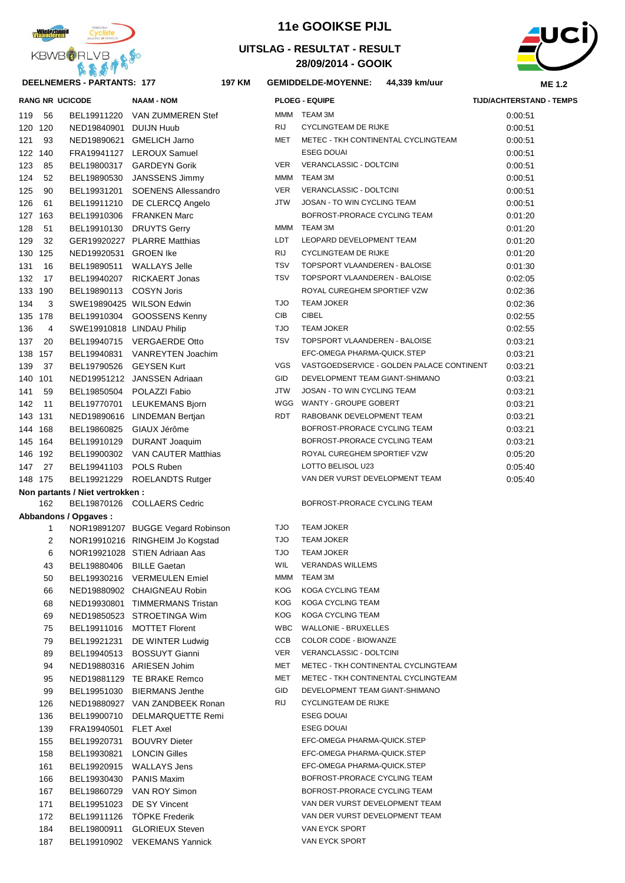# 11e GOOIKSE PIJL

## UITSLAG - RESULTAT - RESULT

## 28/09/2014 - GOOIK

**DEELNEMERS - PARTANTS: 177** | **197 KM** | **GEMIDDELDE-MOYENNE: 44,339 km/uur** | **ME 1.2**

| RANG | NR | UCICODE | NAAM - NOM | | PLOEG - EQUIPE | TIJD/ACHTERSTAND - TEMPS |
|---|---|---|---|---|---|---|
| 119 | 56 | BEL19911220 | VAN ZUMMEREN Stef | MMM | TEAM 3M | 0:00:51 |
| 120 | 120 | NED19840901 | DUIJN Huub | RIJ | CYCLINGTEAM DE RIJKE | 0:00:51 |
| 121 | 93 | NED19890621 | GMELICH Jarno | MET | METEC - TKH CONTINENTAL CYCLINGTEAM | 0:00:51 |
| 122 | 140 | FRA19941127 | LEROUX Samuel | | ESEG DOUAI | 0:00:51 |
| 123 | 85 | BEL19800317 | GARDEYN Gorik | VER | VERANCLASSIC - DOLTCINI | 0:00:51 |
| 124 | 52 | BEL19890530 | JANSSENS Jimmy | MMM | TEAM 3M | 0:00:51 |
| 125 | 90 | BEL19931201 | SOENENS Allessandro | VER | VERANCLASSIC - DOLTCINI | 0:00:51 |
| 126 | 61 | BEL19911210 | DE CLERCQ Angelo | JTW | JOSAN - TO WIN CYCLING TEAM | 0:00:51 |
| 127 | 163 | BEL19910306 | FRANKEN Marc | | BOFROST-PRORACE CYCLING TEAM | 0:01:20 |
| 128 | 51 | BEL19910130 | DRUYTS Gerry | MMM | TEAM 3M | 0:01:20 |
| 129 | 32 | GER19920227 | PLARRE Matthias | LDT | LEOPARD DEVELOPMENT TEAM | 0:01:20 |
| 130 | 125 | NED19920531 | GROEN Ike | RIJ | CYCLINGTEAM DE RIJKE | 0:01:20 |
| 131 | 16 | BEL19890511 | WALLAYS Jelle | TSV | TOPSPORT VLAANDEREN - BALOISE | 0:01:30 |
| 132 | 17 | BEL19940207 | RICKAERT Jonas | TSV | TOPSPORT VLAANDEREN - BALOISE | 0:02:05 |
| 133 | 190 | BEL19890113 | COSYN Joris | | ROYAL CUREGHEM SPORTIEF VZW | 0:02:36 |
| 134 | 3 | SWE19890425 | WILSON Edwin | TJO | TEAM JOKER | 0:02:36 |
| 135 | 178 | BEL19910304 | GOOSSENS Kenny | CIB | CIBEL | 0:02:55 |
| 136 | 4 | SWE19910818 | LINDAU Philip | TJO | TEAM JOKER | 0:02:55 |
| 137 | 20 | BEL19940715 | VERGAERDE Otto | TSV | TOPSPORT VLAANDEREN - BALOISE | 0:03:21 |
| 138 | 157 | BEL19940831 | VANREYTEN Joachim | | EFC-OMEGA PHARMA-QUICK.STEP | 0:03:21 |
| 139 | 37 | BEL19790526 | GEYSEN Kurt | VGS | VASTGOEDSERVICE - GOLDEN PALACE CONTINENT | 0:03:21 |
| 140 | 101 | NED19951212 | JANSSEN Adriaan | GID | DEVELOPMENT TEAM GIANT-SHIMANO | 0:03:21 |
| 141 | 59 | BEL19850504 | POLAZZI Fabio | JTW | JOSAN - TO WIN CYCLING TEAM | 0:03:21 |
| 142 | 11 | BEL19770701 | LEUKEMANS Bjorn | WGG | WANTY - GROUPE GOBERT | 0:03:21 |
| 143 | 131 | NED19890616 | LINDEMAN Bertjan | RDT | RABOBANK DEVELOPMENT TEAM | 0:03:21 |
| 144 | 168 | BEL19860825 | GIAUX Jérôme | | BOFROST-PRORACE CYCLING TEAM | 0:03:21 |
| 145 | 164 | BEL19910129 | DURANT Joaquim | | BOFROST-PRORACE CYCLING TEAM | 0:03:21 |
| 146 | 192 | BEL19900302 | VAN CAUTER Matthias | | ROYAL CUREGHEM SPORTIEF VZW | 0:05:20 |
| 147 | 27 | BEL19941103 | POLS Ruben | | LOTTO BELISOL U23 | 0:05:40 |
| 148 | 175 | BEL19921229 | ROELANDTS Rutger | | VAN DER VURST DEVELOPMENT TEAM | 0:05:40 |

**Non partants / Niet vertrokken :**

| NR | UCICODE | NAAM - NOM | | PLOEG - EQUIPE |
|---|---|---|---|---|
| 162 | BEL19870126 | COLLAERS Cedric | | BOFROST-PRORACE CYCLING TEAM |

**Abbandons / Opgaves :**

| NR | UCICODE | NAAM - NOM | | PLOEG - EQUIPE |
|---|---|---|---|---|
| 1 | NOR19891207 | BUGGE Vegard Robinson | TJO | TEAM JOKER |
| 2 | NOR19910216 | RINGHEIM Jo Kogstad | TJO | TEAM JOKER |
| 6 | NOR19921028 | STIEN Adriaan Aas | TJO | TEAM JOKER |
| 43 | BEL19880406 | BILLE Gaetan | WIL | VERANDAS WILLEMS |
| 50 | BEL19930216 | VERMEULEN Emiel | MMM | TEAM 3M |
| 66 | NED19880902 | CHAIGNEAU Robin | KOG | KOGA CYCLING TEAM |
| 68 | NED19930801 | TIMMERMANS Tristan | KOG | KOGA CYCLING TEAM |
| 69 | NED19850523 | STROETINGA Wim | KOG | KOGA CYCLING TEAM |
| 75 | BEL19911016 | MOTTET Florent | WBC | WALLONIE - BRUXELLES |
| 79 | BEL19921231 | DE WINTER Ludwig | CCB | COLOR CODE - BIOWANZE |
| 89 | BEL19940513 | BOSSUYT Gianni | VER | VERANCLASSIC - DOLTCINI |
| 94 | NED19880316 | ARIESEN Johim | MET | METEC - TKH CONTINENTAL CYCLINGTEAM |
| 95 | NED19881129 | TE BRAKE Remco | MET | METEC - TKH CONTINENTAL CYCLINGTEAM |
| 99 | BEL19951030 | BIERMANS Jenthe | GID | DEVELOPMENT TEAM GIANT-SHIMANO |
| 126 | NED19880927 | VAN ZANDBEEK Ronan | RIJ | CYCLINGTEAM DE RIJKE |
| 136 | BEL19900710 | DELMARQUETTE Remi | | ESEG DOUAI |
| 139 | FRA19940501 | FLET Axel | | ESEG DOUAI |
| 155 | BEL19920731 | BOUVRY Dieter | | EFC-OMEGA PHARMA-QUICK.STEP |
| 158 | BEL19930821 | LONCIN Gilles | | EFC-OMEGA PHARMA-QUICK.STEP |
| 161 | BEL19920915 | WALLAYS Jens | | EFC-OMEGA PHARMA-QUICK.STEP |
| 166 | BEL19930430 | PANIS Maxim | | BOFROST-PRORACE CYCLING TEAM |
| 167 | BEL19860729 | VAN ROY Simon | | BOFROST-PRORACE CYCLING TEAM |
| 171 | BEL19951023 | DE SY Vincent | | VAN DER VURST DEVELOPMENT TEAM |
| 172 | BEL19911126 | TÖPKE Frederik | | VAN DER VURST DEVELOPMENT TEAM |
| 184 | BEL19800911 | GLORIEUX Steven | | VAN EYCK SPORT |
| 187 | BEL19910902 | VEKEMANS Yannick | | VAN EYCK SPORT |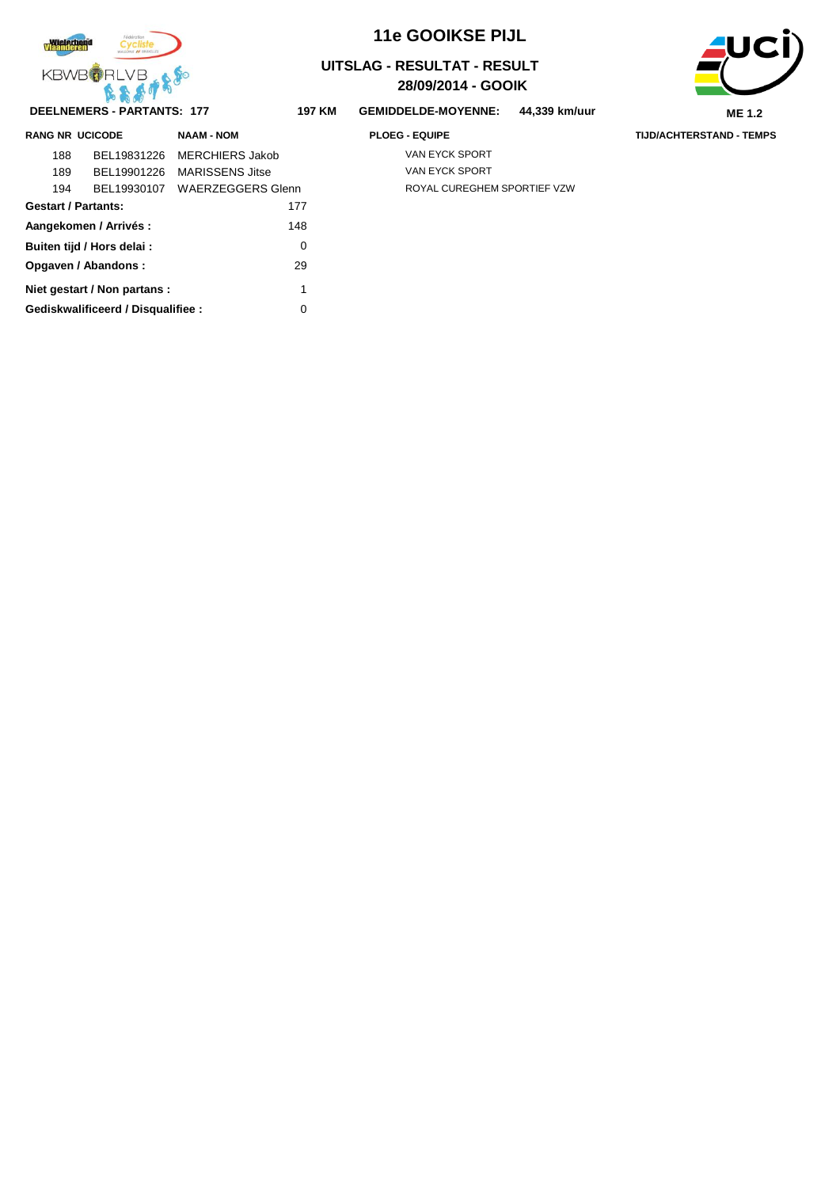# 11e GOOIKSE PIJL

## UITSLAG - RESULTAT - RESULT

## 28/09/2014 - GOOIK

**DEELNEMERS - PARTANTS: 177** **197 KM** **GEMIDDELDE-MOYENNE: 44,339 km/uur** **ME 1.2**

| RANG NR | UCICODE | NAAM - NOM | PLOEG - EQUIPE | TIJD/ACHTERSTAND - TEMPS |
|---|---|---|---|---|
| 188 | BEL19831226 | MERCHIERS Jakob | VAN EYCK SPORT | |
| 189 | BEL19901226 | MARISSENS Jitse | VAN EYCK SPORT | |
| 194 | BEL19930107 | WAERZEGGERS Glenn | ROYAL CUREGHEM SPORTIEF VZW | |

| | |
|---|---|
| **Gestart / Partants:** | 177 |
| **Aangekomen / Arrivés :** | 148 |
| **Buiten tijd / Hors delai :** | 0 |
| **Opgaven / Abandons :** | 29 |
| **Niet gestart / Non partans :** | 1 |
| **Gediskwalificeerd / Disqualifiee :** | 0 |